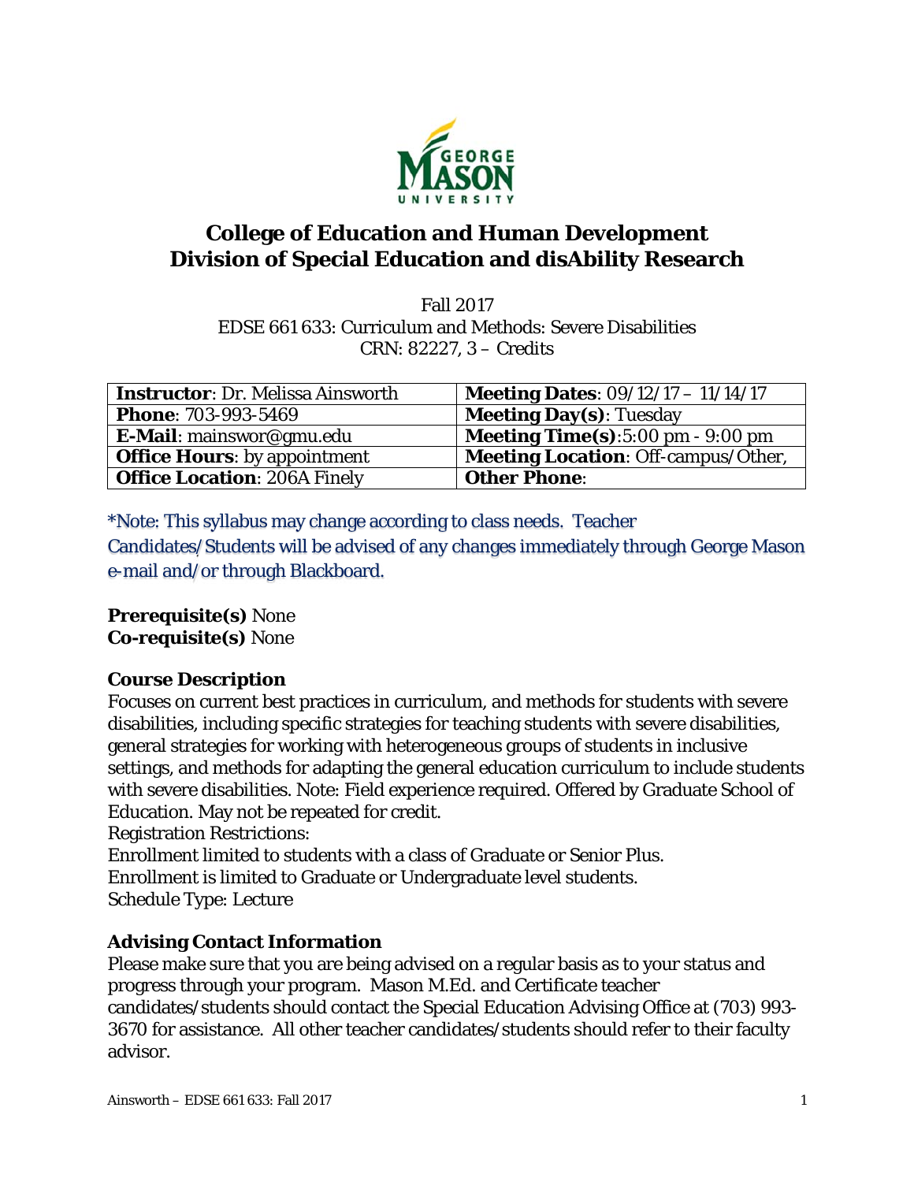# College of Education and Human Development
# Division of Special Education and disAbility Research

Fall 2017
EDSE 661 633: Curriculum and Methods: Severe Disabilities
CRN: 82227, 3 – Credits

| **Instructor**: Dr. Melissa Ainsworth | **Meeting Dates**: 09/12/17 – 11/14/17 |
|---|---|
| **Phone**: 703-993-5469 | **Meeting Day(s)**: Tuesday |
| **E-Mail**: mainswor@gmu.edu | **Meeting Time(s)**:5:00 pm - 9:00 pm |
| **Office Hours**: by appointment | **Meeting Location**: Off-campus/Other, |
| **Office Location**: 206A Finely | **Other Phone**: |

*Note: This syllabus may change according to class needs. Teacher Candidates/Students will be advised of any changes immediately through George Mason e-mail and/or through Blackboard.

**Prerequisite(s)** None
**Co-requisite(s)** None

### Course Description

Focuses on current best practices in curriculum, and methods for students with severe disabilities, including specific strategies for teaching students with severe disabilities, general strategies for working with heterogeneous groups of students in inclusive settings, and methods for adapting the general education curriculum to include students with severe disabilities. Note: Field experience required. Offered by Graduate School of Education. May not be repeated for credit.
Registration Restrictions:
Enrollment limited to students with a class of Graduate or Senior Plus.
Enrollment is limited to Graduate or Undergraduate level students.
Schedule Type: Lecture

### Advising Contact Information

Please make sure that you are being advised on a regular basis as to your status and progress through your program. Mason M.Ed. and Certificate teacher candidates/students should contact the Special Education Advising Office at (703) 993-3670 for assistance. All other teacher candidates/students should refer to their faculty advisor.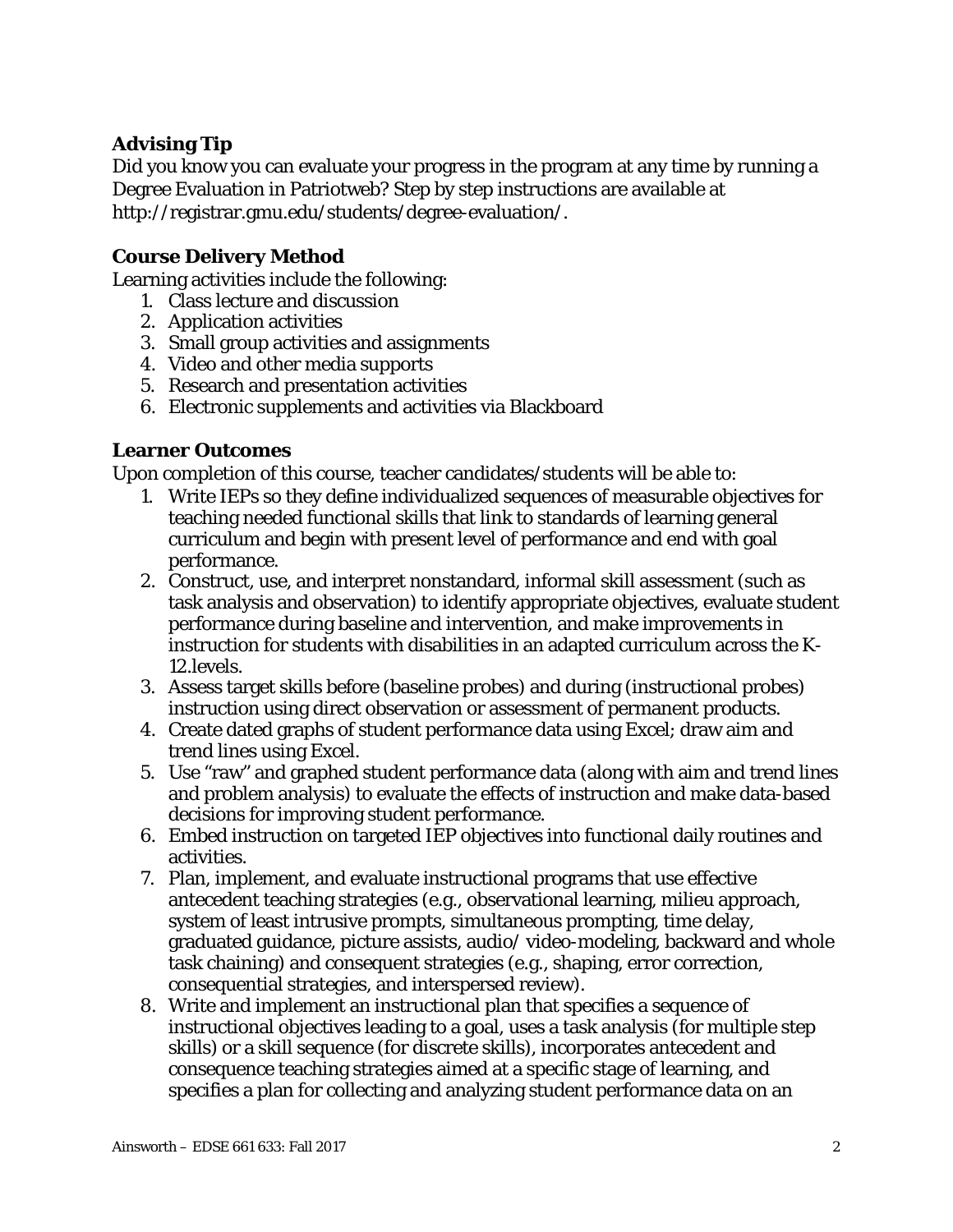### Advising Tip

Did you know you can evaluate your progress in the program at any time by running a Degree Evaluation in Patriotweb? Step by step instructions are available at http://registrar.gmu.edu/students/degree-evaluation/.

### Course Delivery Method

Learning activities include the following:

1. Class lecture and discussion
2. Application activities
3. Small group activities and assignments
4. Video and other media supports
5. Research and presentation activities
6. Electronic supplements and activities via Blackboard

### Learner Outcomes

Upon completion of this course, teacher candidates/students will be able to:

1. Write IEPs so they define individualized sequences of measurable objectives for teaching needed functional skills that link to standards of learning general curriculum and begin with present level of performance and end with goal performance.
2. Construct, use, and interpret nonstandard, informal skill assessment (such as task analysis and observation) to identify appropriate objectives, evaluate student performance during baseline and intervention, and make improvements in instruction for students with disabilities in an adapted curriculum across the K-12.levels.
3. Assess target skills before (baseline probes) and during (instructional probes) instruction using direct observation or assessment of permanent products.
4. Create dated graphs of student performance data using Excel; draw aim and trend lines using Excel.
5. Use "raw" and graphed student performance data (along with aim and trend lines and problem analysis) to evaluate the effects of instruction and make data-based decisions for improving student performance.
6. Embed instruction on targeted IEP objectives into functional daily routines and activities.
7. Plan, implement, and evaluate instructional programs that use effective antecedent teaching strategies (e.g., observational learning, milieu approach, system of least intrusive prompts, simultaneous prompting, time delay, graduated guidance, picture assists, audio/ video-modeling, backward and whole task chaining) and consequent strategies (e.g., shaping, error correction, consequential strategies, and interspersed review).
8. Write and implement an instructional plan that specifies a sequence of instructional objectives leading to a goal, uses a task analysis (for multiple step skills) or a skill sequence (for discrete skills), incorporates antecedent and consequence teaching strategies aimed at a specific stage of learning, and specifies a plan for collecting and analyzing student performance data on an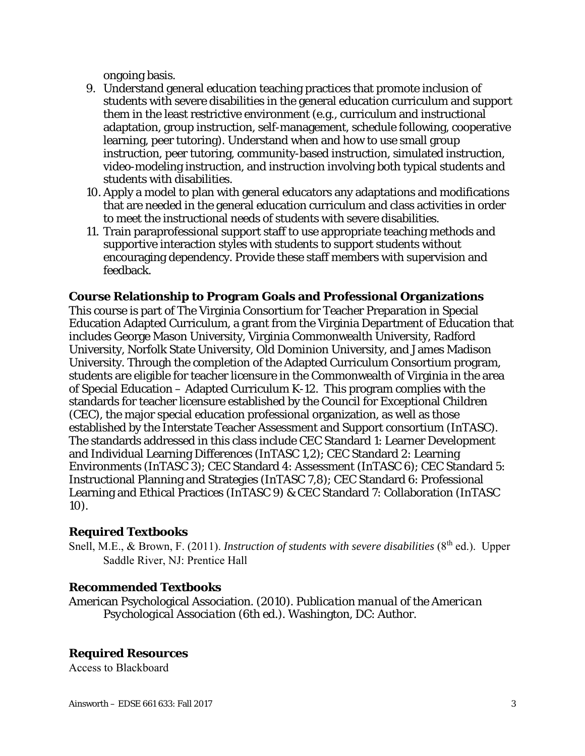ongoing basis.

9. Understand general education teaching practices that promote inclusion of students with severe disabilities in the general education curriculum and support them in the least restrictive environment (e.g., curriculum and instructional adaptation, group instruction, self-management, schedule following, cooperative learning, peer tutoring). Understand when and how to use small group instruction, peer tutoring, community-based instruction, simulated instruction, video-modeling instruction, and instruction involving both typical students and students with disabilities.
10. Apply a model to plan with general educators any adaptations and modifications that are needed in the general education curriculum and class activities in order to meet the instructional needs of students with severe disabilities.
11. Train paraprofessional support staff to use appropriate teaching methods and supportive interaction styles with students to support students without encouraging dependency. Provide these staff members with supervision and feedback.

## Course Relationship to Program Goals and Professional Organizations

This course is part of The Virginia Consortium for Teacher Preparation in Special Education Adapted Curriculum, a grant from the Virginia Department of Education that includes George Mason University, Virginia Commonwealth University, Radford University, Norfolk State University, Old Dominion University, and James Madison University. Through the completion of the Adapted Curriculum Consortium program, students are eligible for teacher licensure in the Commonwealth of Virginia in the area of Special Education – Adapted Curriculum K-12. This program complies with the standards for teacher licensure established by the Council for Exceptional Children (CEC), the major special education professional organization, as well as those established by the Interstate Teacher Assessment and Support consortium (InTASC). The standards addressed in this class include CEC Standard 1: Learner Development and Individual Learning Differences (InTASC 1,2); CEC Standard 2: Learning Environments (InTASC 3); CEC Standard 4: Assessment (InTASC 6); CEC Standard 5: Instructional Planning and Strategies (InTASC 7,8); CEC Standard 6: Professional Learning and Ethical Practices (InTASC 9) & CEC Standard 7: Collaboration (InTASC 10).

## Required Textbooks

Snell, M.E., & Brown, F. (2011). *Instruction of students with severe disabilities* (8th ed.). Upper Saddle River, NJ: Prentice Hall

## Recommended Textbooks

American Psychological Association. (2010). *Publication manual of the American Psychological Association* (6th ed.). Washington, DC: Author.

## Required Resources

Access to Blackboard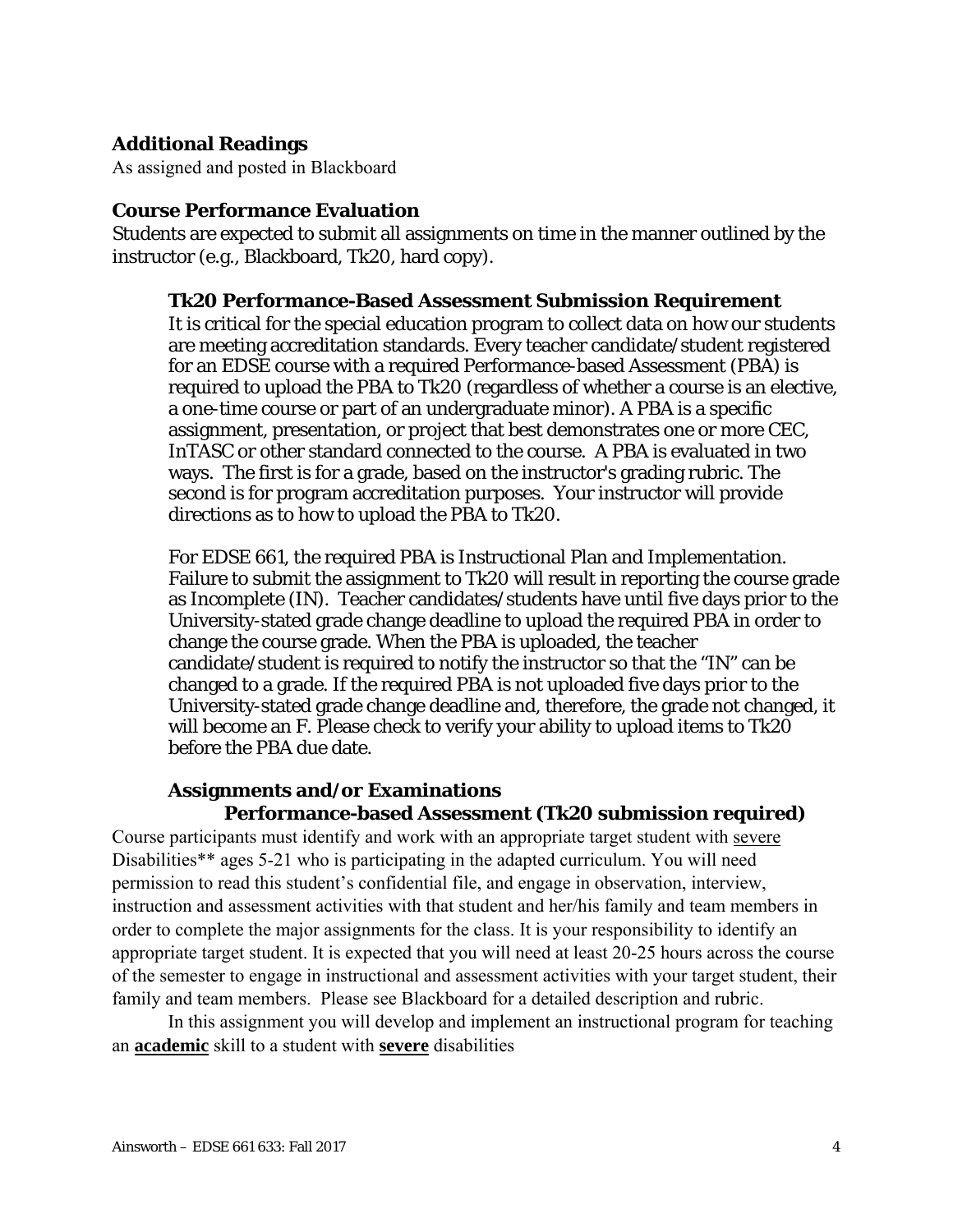### Additional Readings

As assigned and posted in Blackboard

### Course Performance Evaluation

Students are expected to submit all assignments on time in the manner outlined by the instructor (e.g., Blackboard, Tk20, hard copy).

#### Tk20 Performance-Based Assessment Submission Requirement

It is critical for the special education program to collect data on how our students are meeting accreditation standards. Every teacher candidate/student registered for an EDSE course with a required Performance-based Assessment (PBA) is required to upload the PBA to Tk20 (regardless of whether a course is an elective, a one-time course or part of an undergraduate minor). A PBA is a specific assignment, presentation, or project that best demonstrates one or more CEC, InTASC or other standard connected to the course. A PBA is evaluated in two ways. The first is for a grade, based on the instructor's grading rubric. The second is for program accreditation purposes. Your instructor will provide directions as to how to upload the PBA to Tk20.

For EDSE 661, the required PBA is Instructional Plan and Implementation. Failure to submit the assignment to Tk20 will result in reporting the course grade as Incomplete (IN). Teacher candidates/students have until five days prior to the University-stated grade change deadline to upload the required PBA in order to change the course grade. When the PBA is uploaded, the teacher candidate/student is required to notify the instructor so that the "IN" can be changed to a grade. If the required PBA is not uploaded five days prior to the University-stated grade change deadline and, therefore, the grade not changed, it will become an F. Please check to verify your ability to upload items to Tk20 before the PBA due date.

#### Assignments and/or Examinations

##### Performance-based Assessment (Tk20 submission required)

Course participants must identify and work with an appropriate target student with severe Disabilities** ages 5-21 who is participating in the adapted curriculum. You will need permission to read this student's confidential file, and engage in observation, interview, instruction and assessment activities with that student and her/his family and team members in order to complete the major assignments for the class. It is your responsibility to identify an appropriate target student. It is expected that you will need at least 20-25 hours across the course of the semester to engage in instructional and assessment activities with your target student, their family and team members. Please see Blackboard for a detailed description and rubric.

In this assignment you will develop and implement an instructional program for teaching an **academic** skill to a student with **severe** disabilities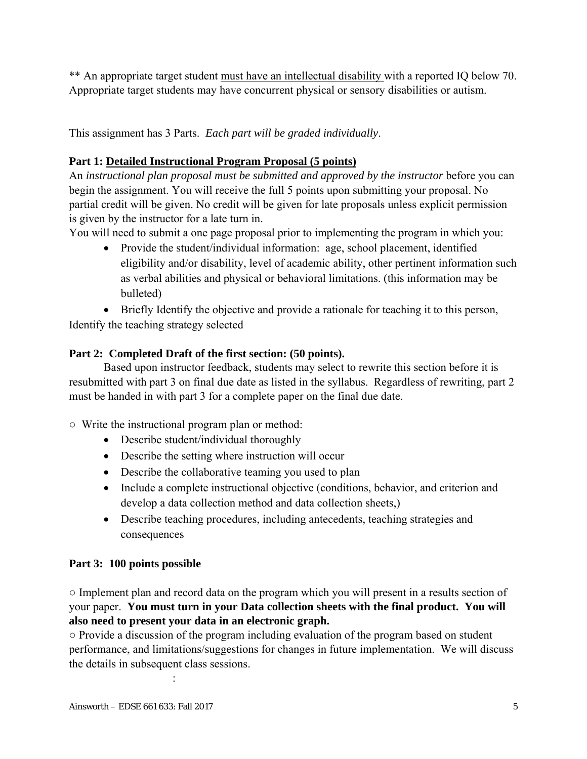** An appropriate target student <u>must have an intellectual disability</u> with a reported IQ below 70. Appropriate target students may have concurrent physical or sensory disabilities or autism.

This assignment has 3 Parts. *Each part will be graded individually*.

**Part 1: <u>Detailed Instructional Program Proposal (5 points)</u>**

An *instructional plan proposal must be submitted and approved by the instructor* before you can begin the assignment. You will receive the full 5 points upon submitting your proposal. No partial credit will be given. No credit will be given for late proposals unless explicit permission is given by the instructor for a late turn in.

You will need to submit a one page proposal prior to implementing the program in which you:

- Provide the student/individual information: age, school placement, identified eligibility and/or disability, level of academic ability, other pertinent information such as verbal abilities and physical or behavioral limitations. (this information may be bulleted)
- Briefly Identify the objective and provide a rationale for teaching it to this person, Identify the teaching strategy selected

**Part 2: Completed Draft of the first section: (50 points).**

Based upon instructor feedback, students may select to rewrite this section before it is resubmitted with part 3 on final due date as listed in the syllabus. Regardless of rewriting, part 2 must be handed in with part 3 for a complete paper on the final due date.

○ Write the instructional program plan or method:

- Describe student/individual thoroughly
- Describe the setting where instruction will occur
- Describe the collaborative teaming you used to plan
- Include a complete instructional objective (conditions, behavior, and criterion and develop a data collection method and data collection sheets,)
- Describe teaching procedures, including antecedents, teaching strategies and consequences

**Part 3: 100 points possible**

○ Implement plan and record data on the program which you will present in a results section of your paper. **You must turn in your Data collection sheets with the final product. You will also need to present your data in an electronic graph.**

○ Provide a discussion of the program including evaluation of the program based on student performance, and limitations/suggestions for changes in future implementation. We will discuss the details in subsequent class sessions.

: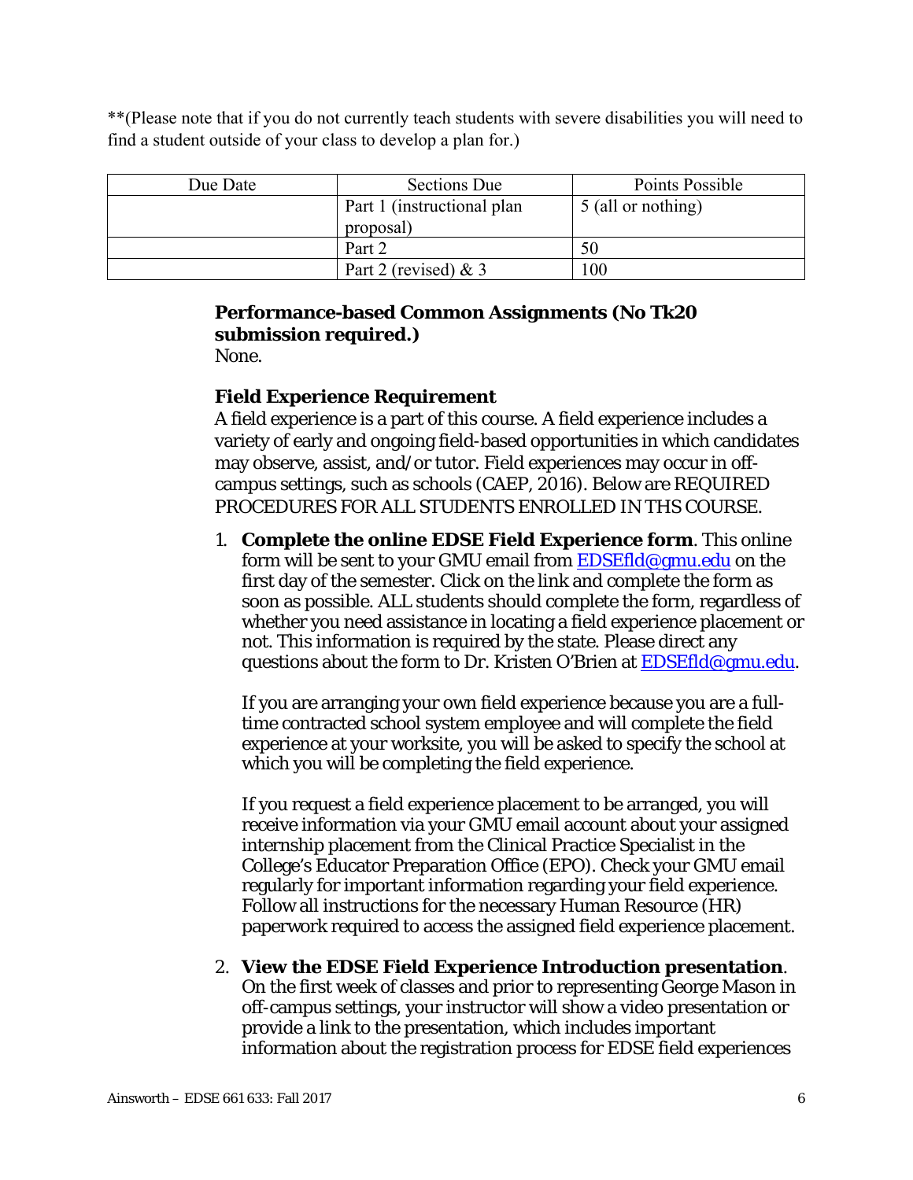**(Please note that if you do not currently teach students with severe disabilities you will need to find a student outside of your class to develop a plan for.)

| Due Date | Sections Due | Points Possible |
| --- | --- | --- |
| | Part 1 (instructional plan proposal) | 5 (all or nothing) |
| | Part 2 | 50 |
| | Part 2 (revised) & 3 | 100 |

### Performance-based Common Assignments (No Tk20 submission required.)

None.

### Field Experience Requirement

A field experience is a part of this course. A field experience includes a variety of early and ongoing field-based opportunities in which candidates may observe, assist, and/or tutor. Field experiences may occur in off-campus settings, such as schools (CAEP, 2016). Below are REQUIRED PROCEDURES FOR ALL STUDENTS ENROLLED IN THS COURSE.

1. **Complete the online EDSE Field Experience form**. This online form will be sent to your GMU email from EDSEfld@gmu.edu on the first day of the semester. Click on the link and complete the form as soon as possible. ALL students should complete the form, regardless of whether you need assistance in locating a field experience placement or not. This information is required by the state. Please direct any questions about the form to Dr. Kristen O'Brien at EDSEfld@gmu.edu.

   If you are arranging your own field experience because you are a full-time contracted school system employee and will complete the field experience at your worksite, you will be asked to specify the school at which you will be completing the field experience.

   If you request a field experience placement to be arranged, you will receive information via your GMU email account about your assigned internship placement from the Clinical Practice Specialist in the College's Educator Preparation Office (EPO). Check your GMU email regularly for important information regarding your field experience. Follow all instructions for the necessary Human Resource (HR) paperwork required to access the assigned field experience placement.

2. **View the EDSE Field Experience Introduction presentation**. On the first week of classes and prior to representing George Mason in off-campus settings, your instructor will show a video presentation or provide a link to the presentation, which includes important information about the registration process for EDSE field experiences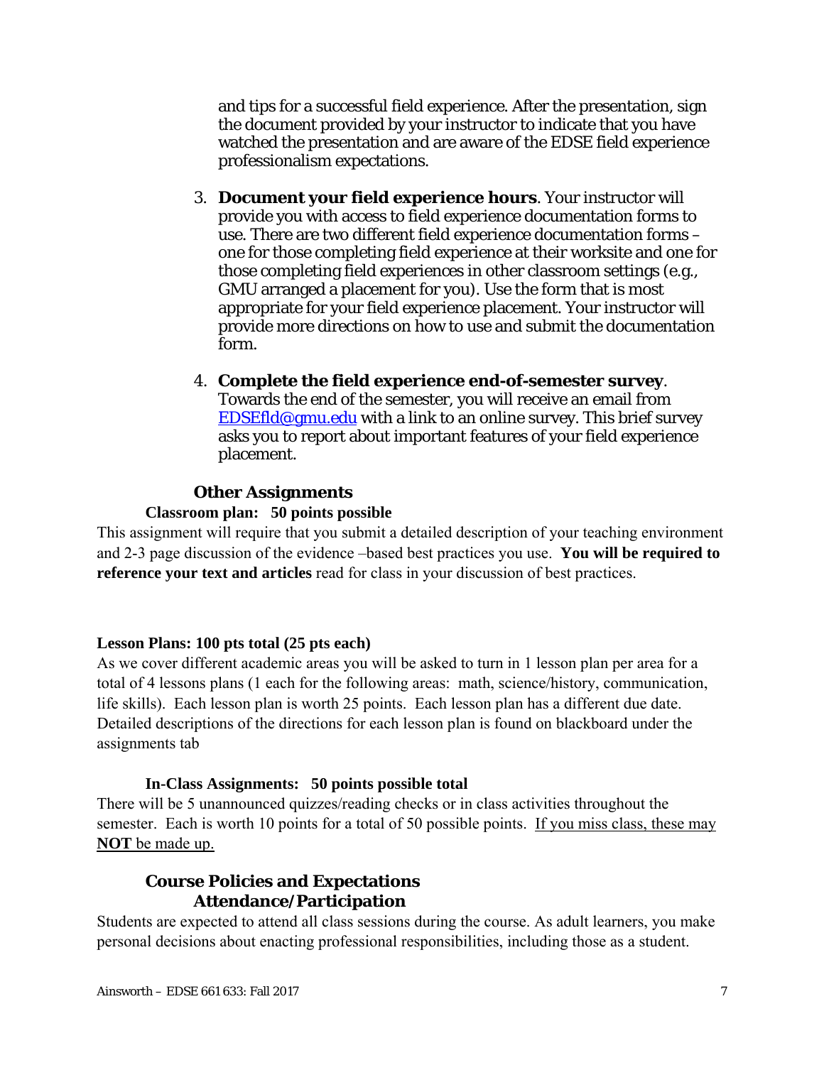and tips for a successful field experience. After the presentation, sign the document provided by your instructor to indicate that you have watched the presentation and are aware of the EDSE field experience professionalism expectations.

3. **Document your field experience hours**. Your instructor will provide you with access to field experience documentation forms to use. There are two different field experience documentation forms – one for those completing field experience at their worksite and one for those completing field experiences in other classroom settings (e.g., GMU arranged a placement for you). Use the form that is most appropriate for your field experience placement. Your instructor will provide more directions on how to use and submit the documentation form.

4. **Complete the field experience end-of-semester survey**. Towards the end of the semester, you will receive an email from EDSEfld@gmu.edu with a link to an online survey. This brief survey asks you to report about important features of your field experience placement.

### Other Assignments

**Classroom plan: 50 points possible**

This assignment will require that you submit a detailed description of your teaching environment and 2-3 page discussion of the evidence –based best practices you use. **You will be required to reference your text and articles** read for class in your discussion of best practices.

**Lesson Plans: 100 pts total (25 pts each)**

As we cover different academic areas you will be asked to turn in 1 lesson plan per area for a total of 4 lessons plans (1 each for the following areas: math, science/history, communication, life skills). Each lesson plan is worth 25 points. Each lesson plan has a different due date. Detailed descriptions of the directions for each lesson plan is found on blackboard under the assignments tab

**In-Class Assignments: 50 points possible total**

There will be 5 unannounced quizzes/reading checks or in class activities throughout the semester. Each is worth 10 points for a total of 50 possible points. If you miss class, these may **NOT** be made up.

## Course Policies and Expectations

### Attendance/Participation

Students are expected to attend all class sessions during the course. As adult learners, you make personal decisions about enacting professional responsibilities, including those as a student.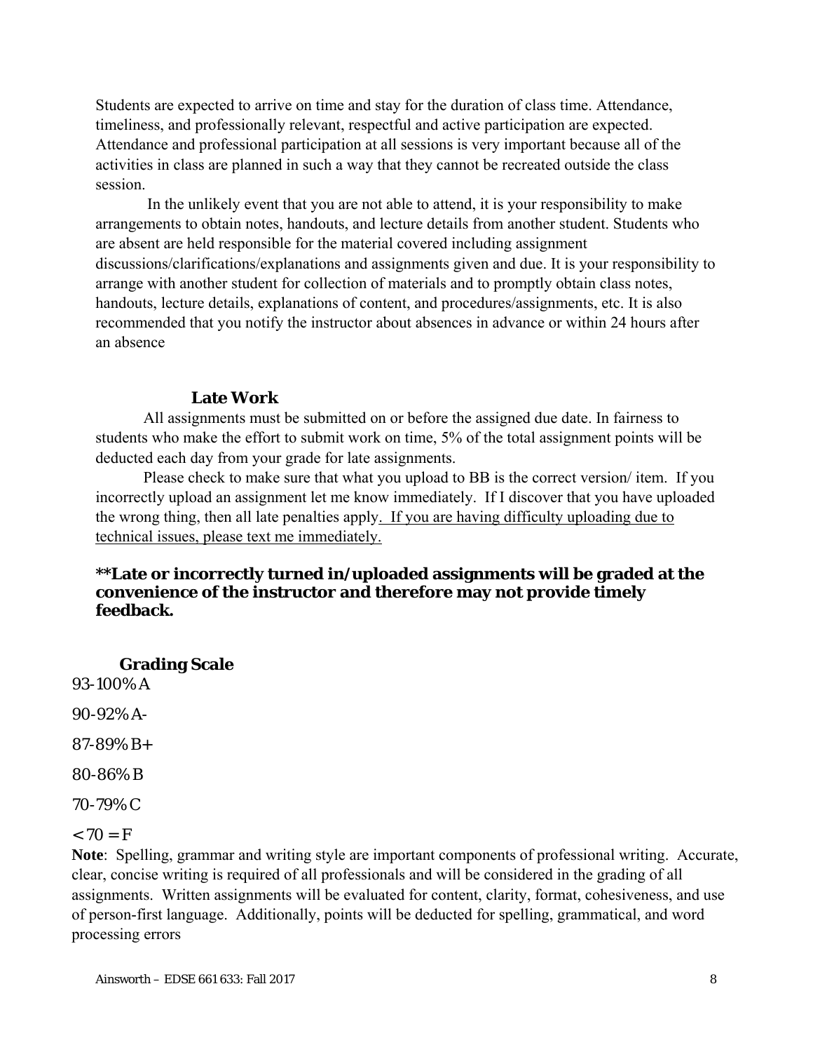Students are expected to arrive on time and stay for the duration of class time. Attendance, timeliness, and professionally relevant, respectful and active participation are expected. Attendance and professional participation at all sessions is very important because all of the activities in class are planned in such a way that they cannot be recreated outside the class session.

In the unlikely event that you are not able to attend, it is your responsibility to make arrangements to obtain notes, handouts, and lecture details from another student. Students who are absent are held responsible for the material covered including assignment discussions/clarifications/explanations and assignments given and due. It is your responsibility to arrange with another student for collection of materials and to promptly obtain class notes, handouts, lecture details, explanations of content, and procedures/assignments, etc. It is also recommended that you notify the instructor about absences in advance or within 24 hours after an absence

### Late Work

All assignments must be submitted on or before the assigned due date. In fairness to students who make the effort to submit work on time, 5% of the total assignment points will be deducted each day from your grade for late assignments.

Please check to make sure that what you upload to BB is the correct version/ item. If you incorrectly upload an assignment let me know immediately. If I discover that you have uploaded the wrong thing, then all late penalties apply. <u>If you are having difficulty uploading due to technical issues, please text me immediately.</u>

**\*\*Late or incorrectly turned in/uploaded assignments will be graded at the convenience of the instructor and therefore may not provide timely feedback.**

### Grading Scale

93-100% A

90-92% A-

87-89% B+

80-86% B

70-79% C

< 70 = F

**Note**: Spelling, grammar and writing style are important components of professional writing. Accurate, clear, concise writing is required of all professionals and will be considered in the grading of all assignments. Written assignments will be evaluated for content, clarity, format, cohesiveness, and use of person-first language. Additionally, points will be deducted for spelling, grammatical, and word processing errors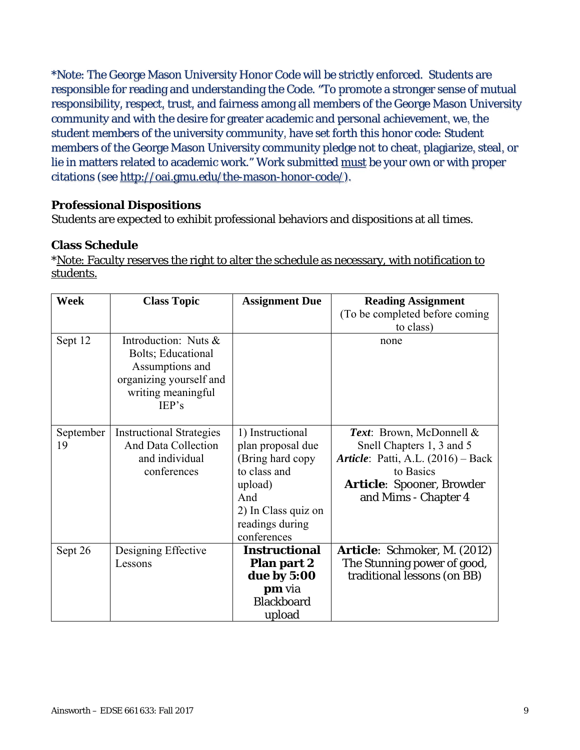*Note: The George Mason University Honor Code will be strictly enforced. Students are responsible for reading and understanding the Code. "To promote a stronger sense of mutual responsibility, respect, trust, and fairness among all members of the George Mason University community and with the desire for greater academic and personal achievement, we, the student members of the university community, have set forth this honor code: Student members of the George Mason University community pledge not to cheat, plagiarize, steal, or lie in matters related to academic work." Work submitted <u>must</u> be your own or with proper citations (see http://oai.gmu.edu/the-mason-honor-code/).

### Professional Dispositions

Students are expected to exhibit professional behaviors and dispositions at all times.

### Class Schedule

*<u>Note: Faculty reserves the right to alter the schedule as necessary, with notification to students.</u>

| Week | Class Topic | Assignment Due | Reading Assignment (To be completed before coming to class) |
|---|---|---|---|
| Sept 12 | Introduction: Nuts & Bolts; Educational Assumptions and organizing yourself and writing meaningful IEP's | | none |
| September 19 | Instructional Strategies And Data Collection and individual conferences | 1) Instructional plan proposal due (Bring hard copy to class and upload) And 2) In Class quiz on readings during conferences | ***Text***: Brown, McDonnell & Snell Chapters 1, 3 and 5 ***Article***: Patti, A.L. (2016) – Back to Basics **Article**: Spooner, Browder and Mims - Chapter 4 |
| Sept 26 | Designing Effective Lessons | **Instructional Plan part 2 due by 5:00 pm** via Blackboard upload | **Article**: Schmoker, M. (2012) The Stunning power of good, traditional lessons (on BB) |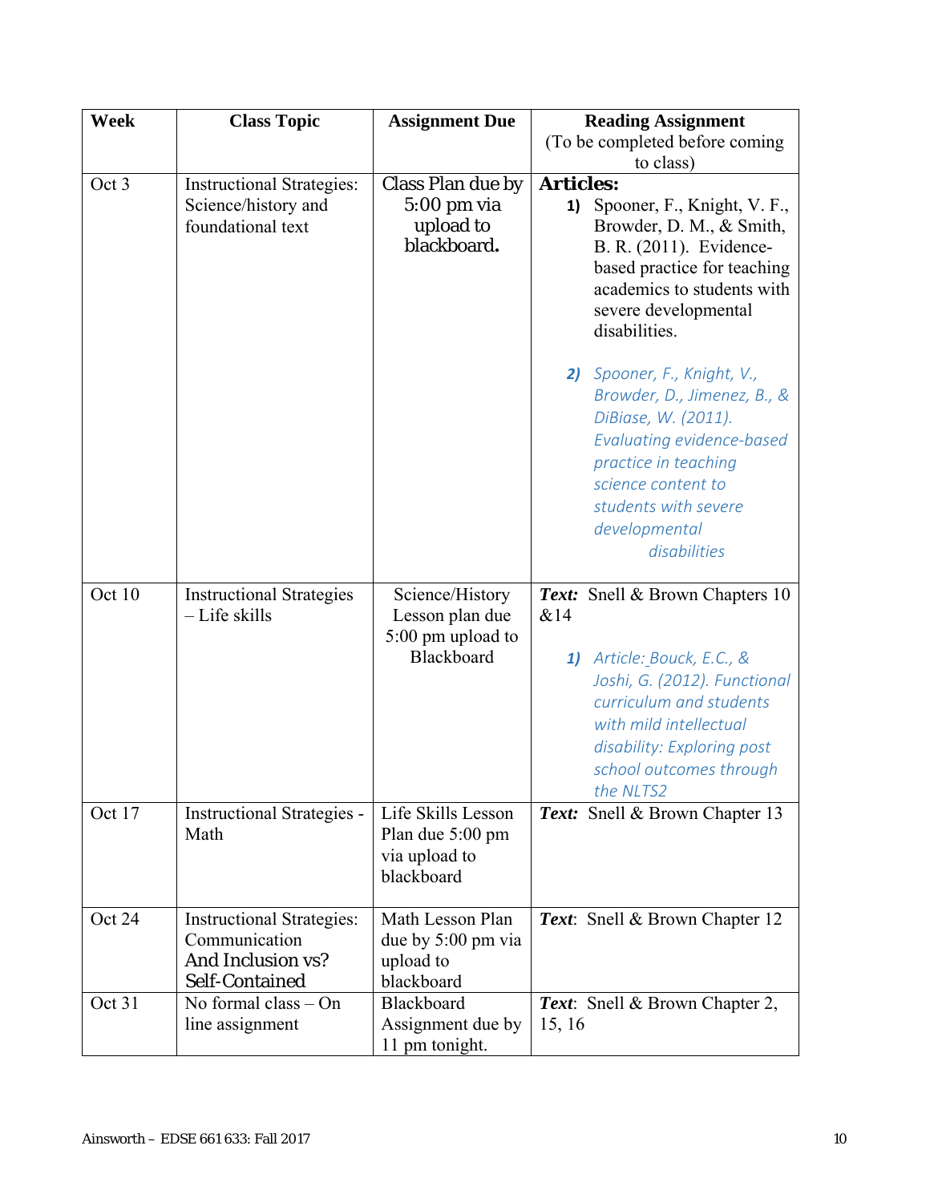| Week | Class Topic | Assignment Due | Reading Assignment (To be completed before coming to class) |
|---|---|---|---|
| Oct 3 | Instructional Strategies: Science/history and foundational text | Class Plan due by 5:00 pm via upload to blackboard. | **Articles:** 1) Spooner, F., Knight, V. F., Browder, D. M., & Smith, B. R. (2011). Evidence-based practice for teaching academics to students with severe developmental disabilities. 2) *Spooner, F., Knight, V., Browder, D., Jimenez, B., & DiBiase, W. (2011). Evaluating evidence-based practice in teaching science content to students with severe developmental disabilities* |
| Oct 10 | Instructional Strategies – Life skills | Science/History Lesson plan due 5:00 pm upload to Blackboard | ***Text:*** Snell & Brown Chapters 10 &14 1) *Article: Bouck, E.C., & Joshi, G. (2012). Functional curriculum and students with mild intellectual disability: Exploring post school outcomes through the NLTS2* |
| Oct 17 | Instructional Strategies - Math | Life Skills Lesson Plan due 5:00 pm via upload to blackboard | ***Text:*** Snell & Brown Chapter 13 |
| Oct 24 | Instructional Strategies: Communication And Inclusion vs? Self-Contained | Math Lesson Plan due by 5:00 pm via upload to blackboard | ***Text***: Snell & Brown Chapter 12 |
| Oct 31 | No formal class – On line assignment | Blackboard Assignment due by 11 pm tonight. | ***Text***: Snell & Brown Chapter 2, 15, 16 |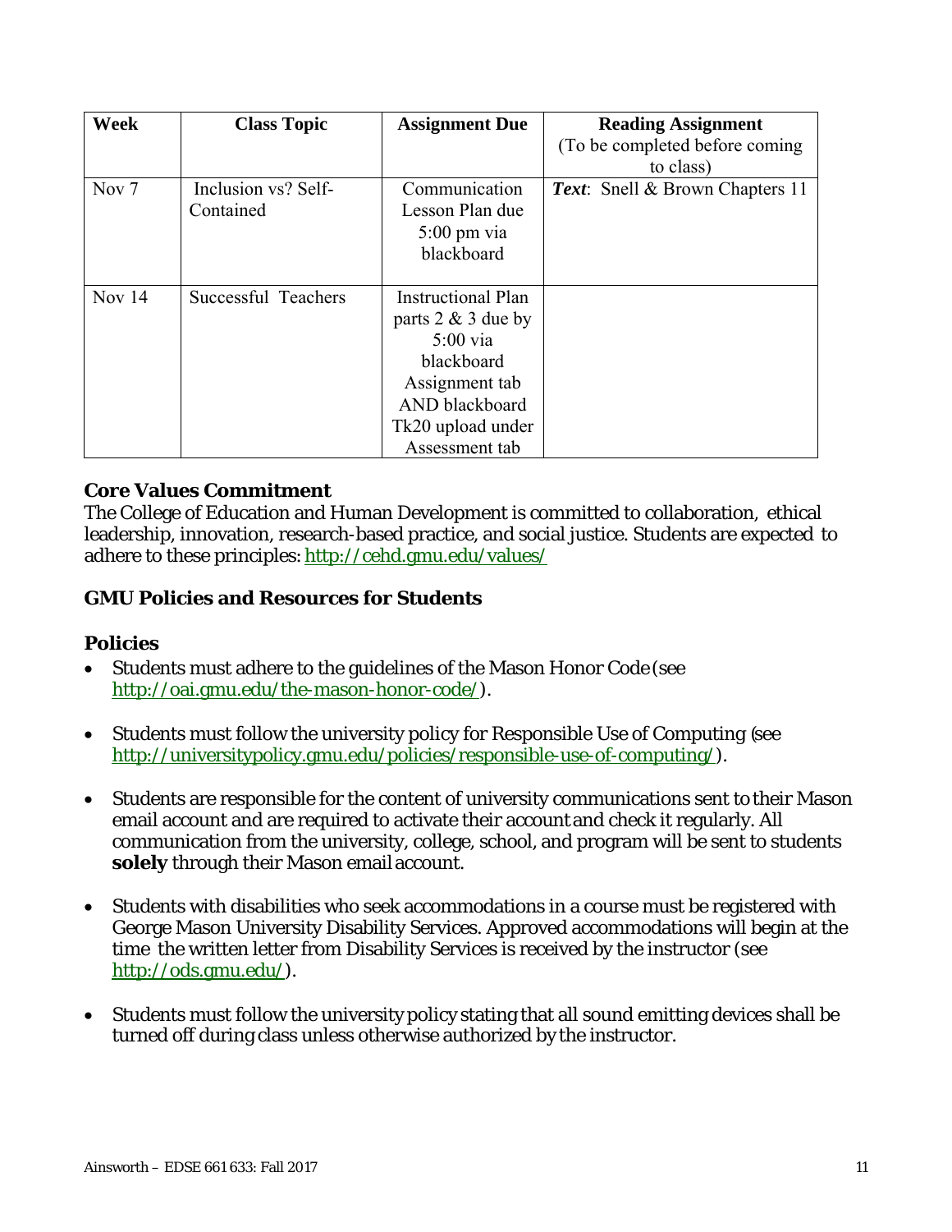| Week | Class Topic | Assignment Due | Reading Assignment (To be completed before coming to class) |
|---|---|---|---|
| Nov 7 | Inclusion vs? Self-Contained | Communication Lesson Plan due 5:00 pm via blackboard | ***Text***: Snell & Brown Chapters 11 |
| Nov 14 | Successful Teachers | Instructional Plan parts 2 & 3 due by 5:00 via blackboard Assignment tab AND blackboard Tk20 upload under Assessment tab | |

### Core Values Commitment

The College of Education and Human Development is committed to collaboration, ethical leadership, innovation, research-based practice, and social justice. Students are expected to adhere to these principles: http://cehd.gmu.edu/values/

### GMU Policies and Resources for Students

### Policies

- Students must adhere to the guidelines of the Mason Honor Code (see http://oai.gmu.edu/the-mason-honor-code/).
- Students must follow the university policy for Responsible Use of Computing (see http://universitypolicy.gmu.edu/policies/responsible-use-of-computing/).
- Students are responsible for the content of university communications sent to their Mason email account and are required to activate their account and check it regularly. All communication from the university, college, school, and program will be sent to students **solely** through their Mason email account.
- Students with disabilities who seek accommodations in a course must be registered with George Mason University Disability Services. Approved accommodations will begin at the time the written letter from Disability Services is received by the instructor (see http://ods.gmu.edu/).
- Students must follow the university policy stating that all sound emitting devices shall be turned off during class unless otherwise authorized by the instructor.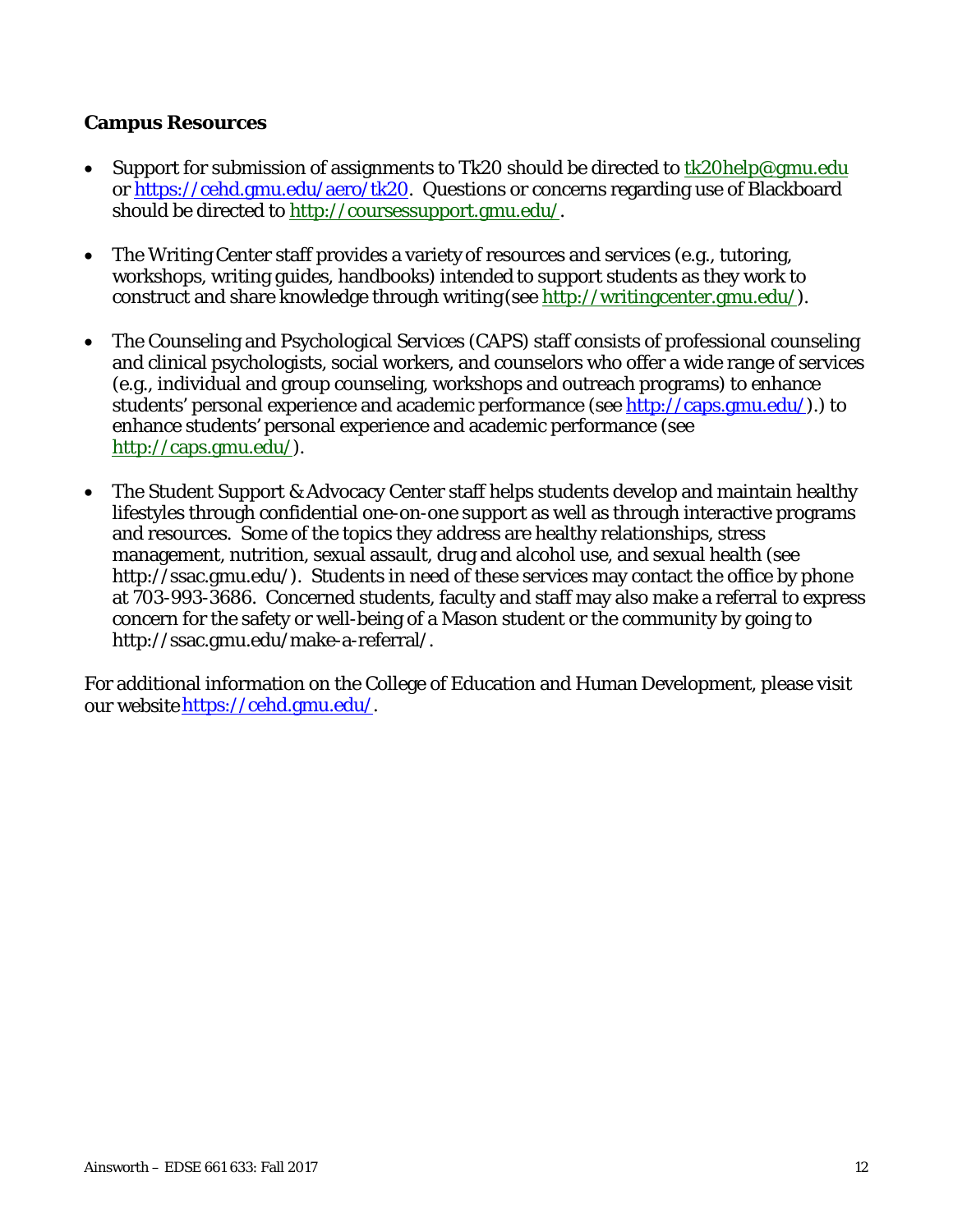### Campus Resources

- Support for submission of assignments to Tk20 should be directed to tk20help@gmu.edu or https://cehd.gmu.edu/aero/tk20. Questions or concerns regarding use of Blackboard should be directed to http://coursessupport.gmu.edu/.

- The Writing Center staff provides a variety of resources and services (e.g., tutoring, workshops, writing guides, handbooks) intended to support students as they work to construct and share knowledge through writing (see http://writingcenter.gmu.edu/).

- The Counseling and Psychological Services (CAPS) staff consists of professional counseling and clinical psychologists, social workers, and counselors who offer a wide range of services (e.g., individual and group counseling, workshops and outreach programs) to enhance students' personal experience and academic performance (see http://caps.gmu.edu/).) to enhance students' personal experience and academic performance (see http://caps.gmu.edu/).

- The Student Support & Advocacy Center staff helps students develop and maintain healthy lifestyles through confidential one-on-one support as well as through interactive programs and resources. Some of the topics they address are healthy relationships, stress management, nutrition, sexual assault, drug and alcohol use, and sexual health (see http://ssac.gmu.edu/). Students in need of these services may contact the office by phone at 703-993-3686. Concerned students, faculty and staff may also make a referral to express concern for the safety or well-being of a Mason student or the community by going to http://ssac.gmu.edu/make-a-referral/.

For additional information on the College of Education and Human Development, please visit our website https://cehd.gmu.edu/.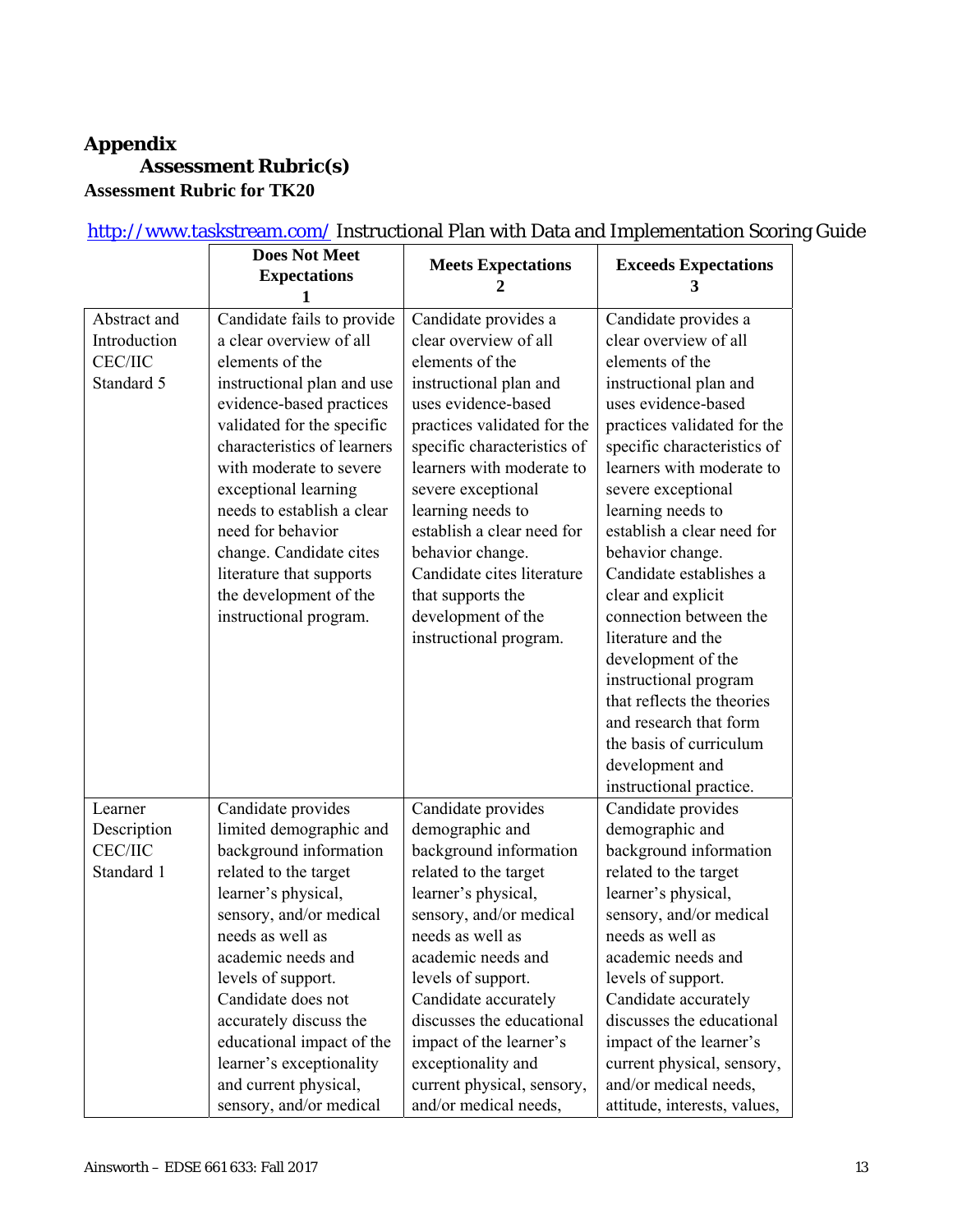# Appendix

## Assessment Rubric(s)

### Assessment Rubric for TK20

http://www.taskstream.com/ Instructional Plan with Data and Implementation Scoring Guide

| | Does Not Meet Expectations 1 | Meets Expectations 2 | Exceeds Expectations 3 |
|---|---|---|---|
| Abstract and Introduction CEC/IIC Standard 5 | Candidate fails to provide a clear overview of all elements of the instructional plan and use evidence-based practices validated for the specific characteristics of learners with moderate to severe exceptional learning needs to establish a clear need for behavior change. Candidate cites literature that supports the development of the instructional program. | Candidate provides a clear overview of all elements of the instructional plan and uses evidence-based practices validated for the specific characteristics of learners with moderate to severe exceptional learning needs to establish a clear need for behavior change. Candidate cites literature that supports the development of the instructional program. | Candidate provides a clear overview of all elements of the instructional plan and uses evidence-based practices validated for the specific characteristics of learners with moderate to severe exceptional learning needs to establish a clear need for behavior change. Candidate establishes a clear and explicit connection between the literature and the development of the instructional program that reflects the theories and research that form the basis of curriculum development and instructional practice. |
| Learner Description CEC/IIC Standard 1 | Candidate provides limited demographic and background information related to the target learner's physical, sensory, and/or medical needs as well as academic needs and levels of support. Candidate does not accurately discuss the educational impact of the learner's exceptionality and current physical, sensory, and/or medical | Candidate provides demographic and background information related to the target learner's physical, sensory, and/or medical needs as well as academic needs and levels of support. Candidate accurately discusses the educational impact of the learner's exceptionality and current physical, sensory, and/or medical needs, | Candidate provides demographic and background information related to the target learner's physical, sensory, and/or medical needs as well as academic needs and levels of support. Candidate accurately discusses the educational impact of the learner's current physical, sensory, and/or medical needs, attitude, interests, values, |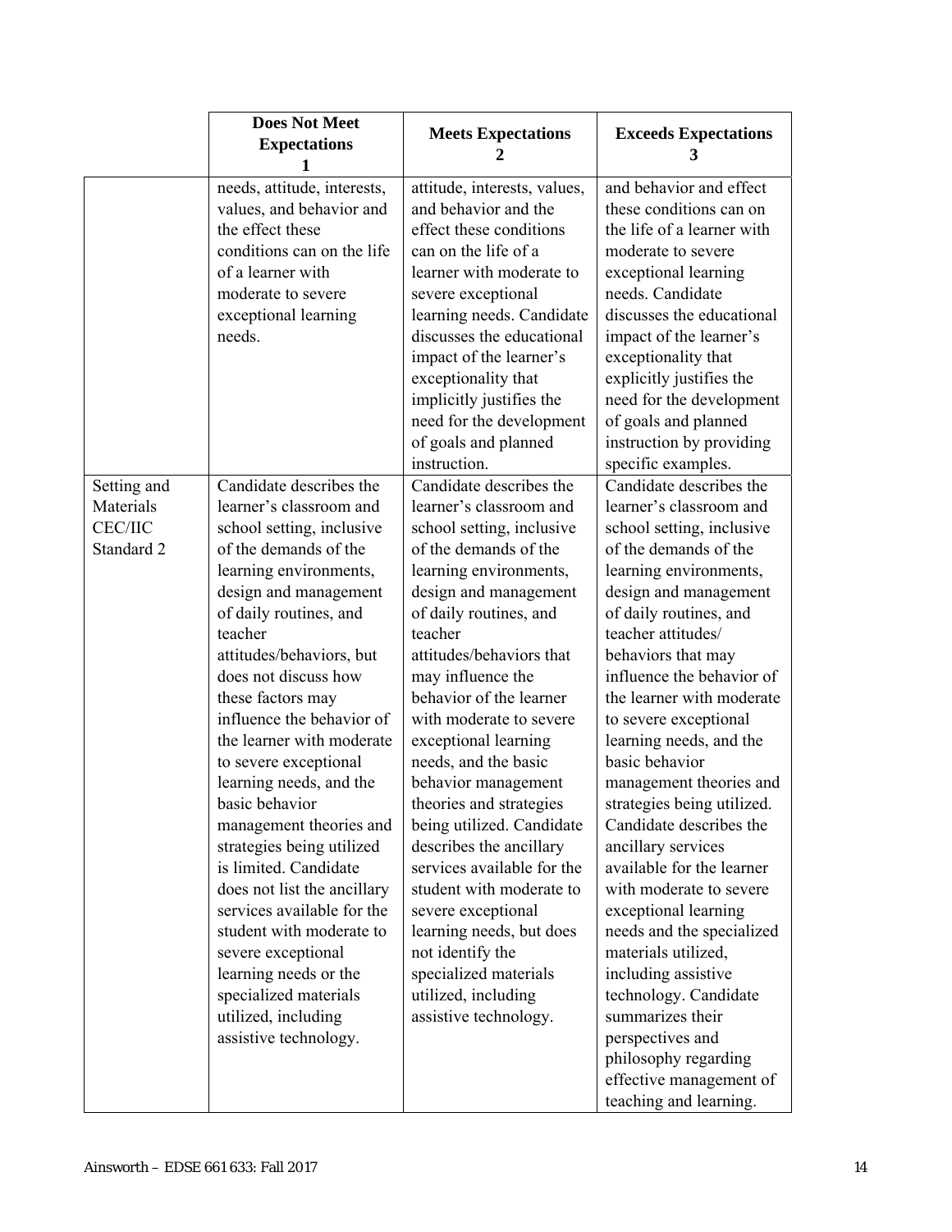| | Does Not Meet Expectations 1 | Meets Expectations 2 | Exceeds Expectations 3 |
|---|---|---|---|
| | needs, attitude, interests, values, and behavior and the effect these conditions can on the life of a learner with moderate to severe exceptional learning needs. | attitude, interests, values, and behavior and the effect these conditions can on the life of a learner with moderate to severe exceptional learning needs. Candidate discusses the educational impact of the learner's exceptionality that implicitly justifies the need for the development of goals and planned instruction. | and behavior and effect these conditions can on the life of a learner with moderate to severe exceptional learning needs. Candidate discusses the educational impact of the learner's exceptionality that explicitly justifies the need for the development of goals and planned instruction by providing specific examples. |
| Setting and Materials CEC/IIC Standard 2 | Candidate describes the learner's classroom and school setting, inclusive of the demands of the learning environments, design and management of daily routines, and teacher attitudes/behaviors, but does not discuss how these factors may influence the behavior of the learner with moderate to severe exceptional learning needs, and the basic behavior management theories and strategies being utilized is limited. Candidate does not list the ancillary services available for the student with moderate to severe exceptional learning needs or the specialized materials utilized, including assistive technology. | Candidate describes the learner's classroom and school setting, inclusive of the demands of the learning environments, design and management of daily routines, and teacher attitudes/behaviors that may influence the behavior of the learner with moderate to severe exceptional learning needs, and the basic behavior management theories and strategies being utilized. Candidate describes the ancillary services available for the student with moderate to severe exceptional learning needs, but does not identify the specialized materials utilized, including assistive technology. | Candidate describes the learner's classroom and school setting, inclusive of the demands of the learning environments, design and management of daily routines, and teacher attitudes/ behaviors that may influence the behavior of the learner with moderate to severe exceptional learning needs, and the basic behavior management theories and strategies being utilized. Candidate describes the ancillary services available for the learner with moderate to severe exceptional learning needs and the specialized materials utilized, including assistive technology. Candidate summarizes their perspectives and philosophy regarding effective management of teaching and learning. |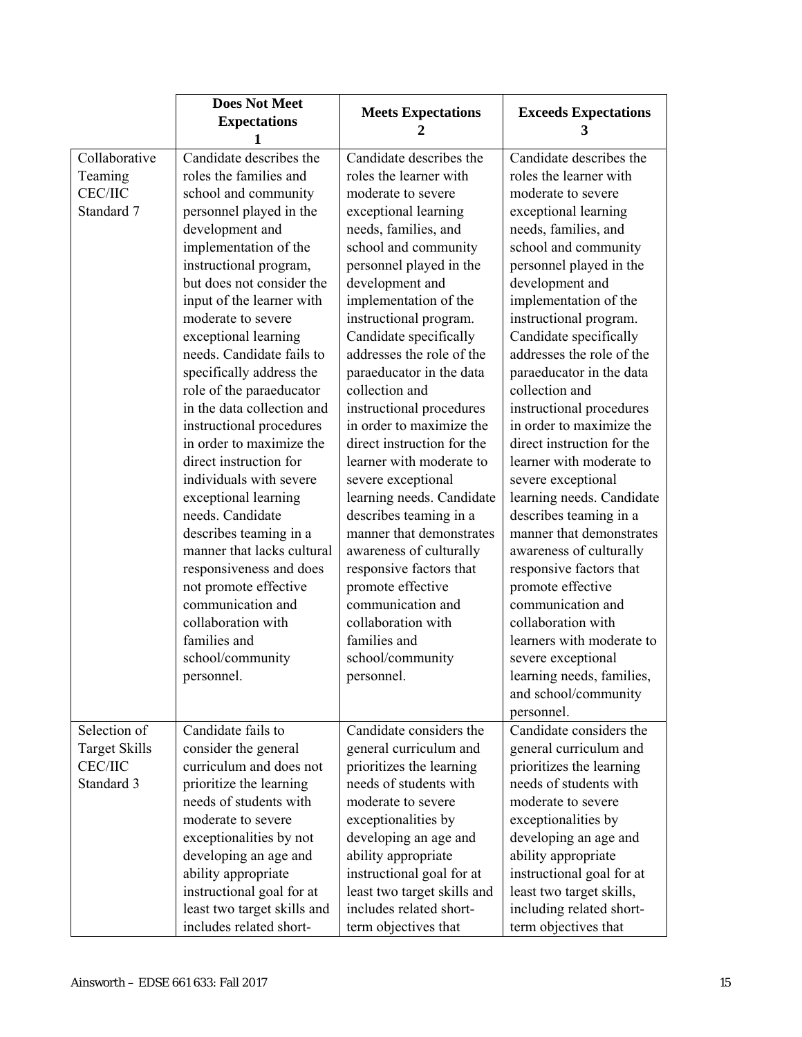| | Does Not Meet Expectations 1 | Meets Expectations 2 | Exceeds Expectations 3 |
|---|---|---|---|
| Collaborative Teaming CEC/IIC Standard 7 | Candidate describes the roles the families and school and community personnel played in the development and implementation of the instructional program, but does not consider the input of the learner with moderate to severe exceptional learning needs. Candidate fails to specifically address the role of the paraeducator in the data collection and instructional procedures in order to maximize the direct instruction for individuals with severe exceptional learning needs. Candidate describes teaming in a manner that lacks cultural responsiveness and does not promote effective communication and collaboration with families and school/community personnel. | Candidate describes the roles the learner with moderate to severe exceptional learning needs, families, and school and community personnel played in the development and implementation of the instructional program. Candidate specifically addresses the role of the paraeducator in the data collection and instructional procedures in order to maximize the direct instruction for the learner with moderate to severe exceptional learning needs. Candidate describes teaming in a manner that demonstrates awareness of culturally responsive factors that promote effective communication and collaboration with families and school/community personnel. | Candidate describes the roles the learner with moderate to severe exceptional learning needs, families, and school and community personnel played in the development and implementation of the instructional program. Candidate specifically addresses the role of the paraeducator in the data collection and instructional procedures in order to maximize the direct instruction for the learner with moderate to severe exceptional learning needs. Candidate describes teaming in a manner that demonstrates awareness of culturally responsive factors that promote effective communication and collaboration with learners with moderate to severe exceptional learning needs, families, and school/community personnel. |
| Selection of Target Skills CEC/IIC Standard 3 | Candidate fails to consider the general curriculum and does not prioritize the learning needs of students with moderate to severe exceptionalities by not developing an age and ability appropriate instructional goal for at least two target skills and includes related short- | Candidate considers the general curriculum and prioritizes the learning needs of students with moderate to severe exceptionalities by developing an age and ability appropriate instructional goal for at least two target skills and includes related short-term objectives that | Candidate considers the general curriculum and prioritizes the learning needs of students with moderate to severe exceptionalities by developing an age and ability appropriate instructional goal for at least two target skills, including related short-term objectives that |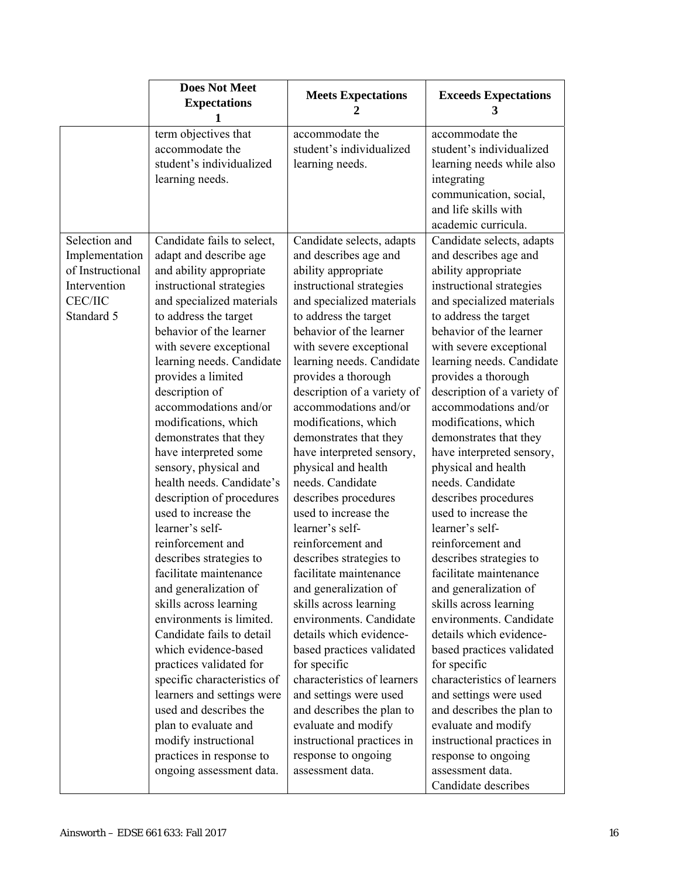| | Does Not Meet Expectations 1 | Meets Expectations 2 | Exceeds Expectations 3 |
|---|---|---|---|
| | term objectives that accommodate the student's individualized learning needs. | accommodate the student's individualized learning needs. | accommodate the student's individualized learning needs while also integrating communication, social, and life skills with academic curricula. |
| Selection and Implementation of Instructional Intervention CEC/IIC Standard 5 | Candidate fails to select, adapt and describe age and ability appropriate instructional strategies and specialized materials to address the target behavior of the learner with severe exceptional learning needs. Candidate provides a limited description of accommodations and/or modifications, which demonstrates that they have interpreted some sensory, physical and health needs. Candidate's description of procedures used to increase the learner's self-reinforcement and describes strategies to facilitate maintenance and generalization of skills across learning environments is limited. Candidate fails to detail which evidence-based practices validated for specific characteristics of learners and settings were used and describes the plan to evaluate and modify instructional practices in response to ongoing assessment data. | Candidate selects, adapts and describes age and ability appropriate instructional strategies and specialized materials to address the target behavior of the learner with severe exceptional learning needs. Candidate provides a thorough description of a variety of accommodations and/or modifications, which demonstrates that they have interpreted sensory, physical and health needs. Candidate describes procedures used to increase the learner's self-reinforcement and describes strategies to facilitate maintenance and generalization of skills across learning environments. Candidate details which evidence-based practices validated for specific characteristics of learners and settings were used and describes the plan to evaluate and modify instructional practices in response to ongoing assessment data. | Candidate selects, adapts and describes age and ability appropriate instructional strategies and specialized materials to address the target behavior of the learner with severe exceptional learning needs. Candidate provides a thorough description of a variety of accommodations and/or modifications, which demonstrates that they have interpreted sensory, physical and health needs. Candidate describes procedures used to increase the learner's self-reinforcement and describes strategies to facilitate maintenance and generalization of skills across learning environments. Candidate details which evidence-based practices validated for specific characteristics of learners and settings were used and describes the plan to evaluate and modify instructional practices in response to ongoing assessment data. Candidate describes |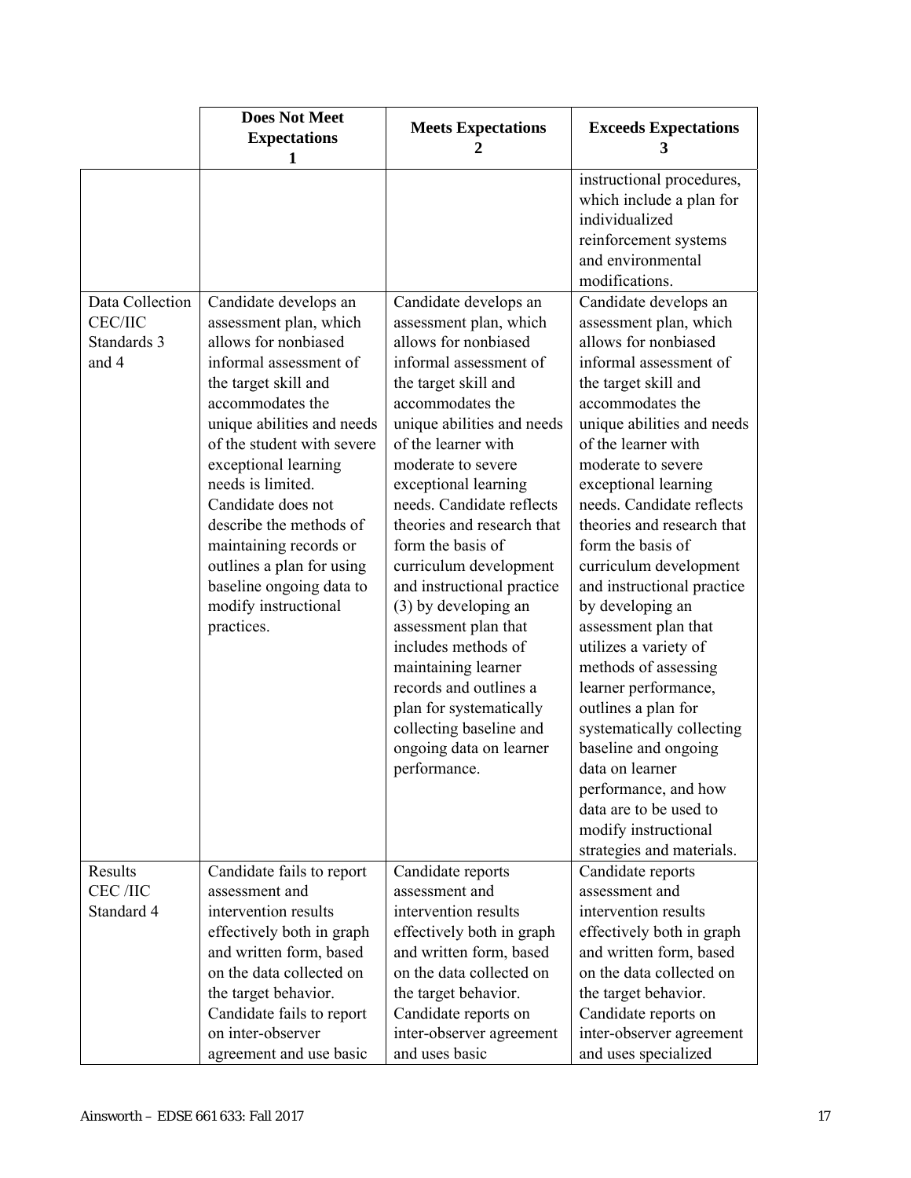| | Does Not Meet Expectations 1 | Meets Expectations 2 | Exceeds Expectations 3 |
|---|---|---|---|
| | | | instructional procedures, which include a plan for individualized reinforcement systems and environmental modifications. |
| Data Collection CEC/IIC Standards 3 and 4 | Candidate develops an assessment plan, which allows for nonbiased informal assessment of the target skill and accommodates the unique abilities and needs of the student with severe exceptional learning needs is limited. Candidate does not describe the methods of maintaining records or outlines a plan for using baseline ongoing data to modify instructional practices. | Candidate develops an assessment plan, which allows for nonbiased informal assessment of the target skill and accommodates the unique abilities and needs of the learner with moderate to severe exceptional learning needs. Candidate reflects theories and research that form the basis of curriculum development and instructional practice (3) by developing an assessment plan that includes methods of maintaining learner records and outlines a plan for systematically collecting baseline and ongoing data on learner performance. | Candidate develops an assessment plan, which allows for nonbiased informal assessment of the target skill and accommodates the unique abilities and needs of the learner with moderate to severe exceptional learning needs. Candidate reflects theories and research that form the basis of curriculum development and instructional practice by developing an assessment plan that utilizes a variety of methods of assessing learner performance, outlines a plan for systematically collecting baseline and ongoing data on learner performance, and how data are to be used to modify instructional strategies and materials. |
| Results CEC /IIC Standard 4 | Candidate fails to report assessment and intervention results effectively both in graph and written form, based on the data collected on the target behavior. Candidate fails to report on inter-observer agreement and use basic | Candidate reports assessment and intervention results effectively both in graph and written form, based on the data collected on the target behavior. Candidate reports on inter-observer agreement and uses basic | Candidate reports assessment and intervention results effectively both in graph and written form, based on the data collected on the target behavior. Candidate reports on inter-observer agreement and uses specialized |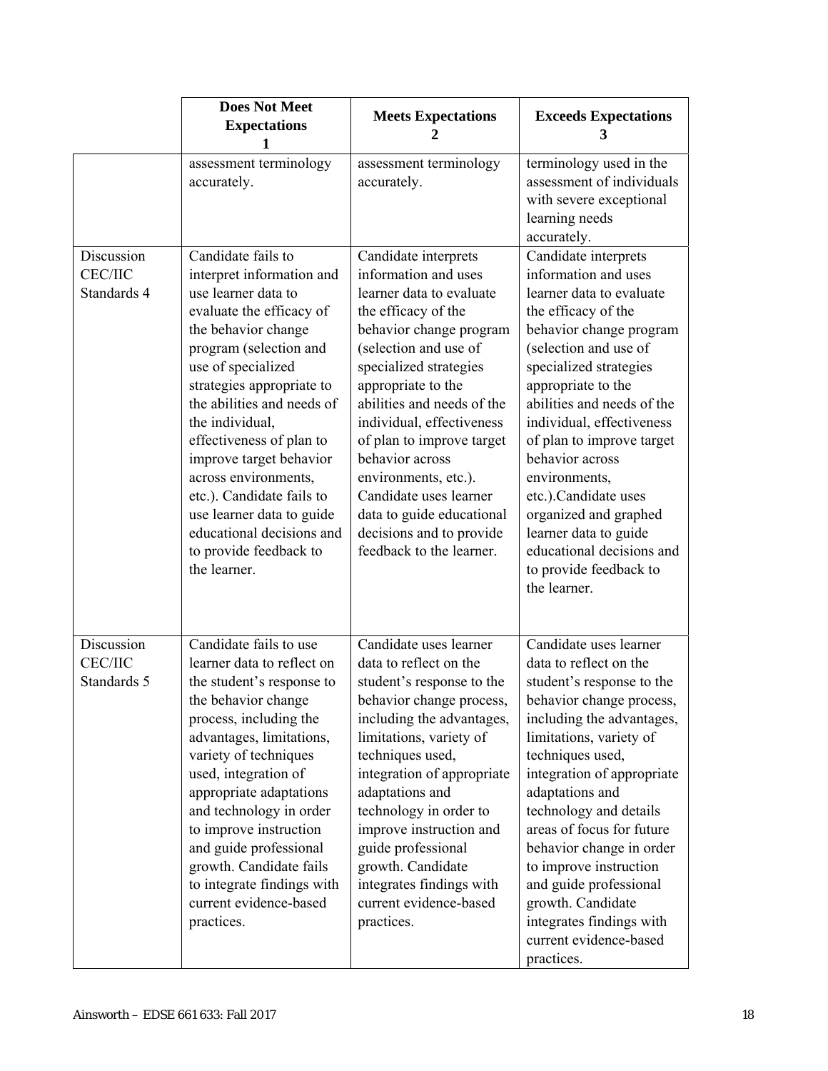| | Does Not Meet Expectations 1 | Meets Expectations 2 | Exceeds Expectations 3 |
|---|---|---|---|
| | assessment terminology accurately. | assessment terminology accurately. | terminology used in the assessment of individuals with severe exceptional learning needs accurately. |
| Discussion CEC/IIC Standards 4 | Candidate fails to interpret information and use learner data to evaluate the efficacy of the behavior change program (selection and use of specialized strategies appropriate to the abilities and needs of the individual, effectiveness of plan to improve target behavior across environments, etc.). Candidate fails to use learner data to guide educational decisions and to provide feedback to the learner. | Candidate interprets information and uses learner data to evaluate the efficacy of the behavior change program (selection and use of specialized strategies appropriate to the abilities and needs of the individual, effectiveness of plan to improve target behavior across environments, etc.). Candidate uses learner data to guide educational decisions and to provide feedback to the learner. | Candidate interprets information and uses learner data to evaluate the efficacy of the behavior change program (selection and use of specialized strategies appropriate to the abilities and needs of the individual, effectiveness of plan to improve target behavior across environments, etc.).Candidate uses organized and graphed learner data to guide educational decisions and to provide feedback to the learner. |
| Discussion CEC/IIC Standards 5 | Candidate fails to use learner data to reflect on the student's response to the behavior change process, including the advantages, limitations, variety of techniques used, integration of appropriate adaptations and technology in order to improve instruction and guide professional growth. Candidate fails to integrate findings with current evidence-based practices. | Candidate uses learner data to reflect on the student's response to the behavior change process, including the advantages, limitations, variety of techniques used, integration of appropriate adaptations and technology in order to improve instruction and guide professional growth. Candidate integrates findings with current evidence-based practices. | Candidate uses learner data to reflect on the student's response to the behavior change process, including the advantages, limitations, variety of techniques used, integration of appropriate adaptations and technology and details areas of focus for future behavior change in order to improve instruction and guide professional growth. Candidate integrates findings with current evidence-based practices. |